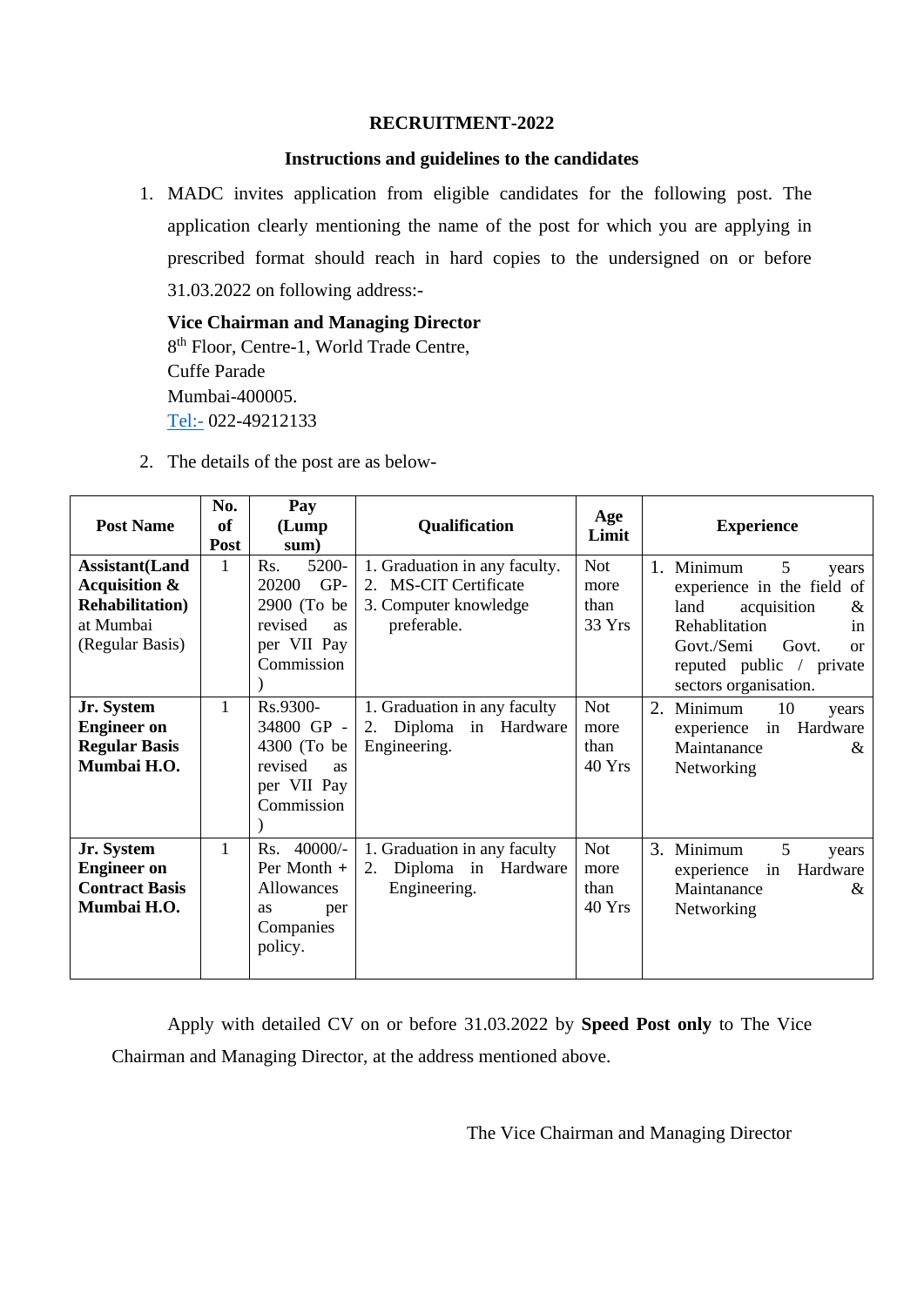**RECRUITMENT-2022**

**Instructions and guidelines to the candidates**

1. MADC invites application from eligible candidates for the following post. The application clearly mentioning the name of the post for which you are applying in prescribed format should reach in hard copies to the undersigned on or before 31.03.2022 on following address:-

   **Vice Chairman and Managing Director**
   8th Floor, Centre-1, World Trade Centre,
   Cuffe Parade
   Mumbai-400005.
   Tel:- 022-49212133

2. The details of the post are as below-

| Post Name | No. of Post | Pay (Lump sum) | Qualification | Age Limit | Experience |
|---|---|---|---|---|---|
| **Assistant(Land Acquisition & Rehabilitation)** at Mumbai (Regular Basis) | 1 | Rs. 5200-20200 GP-2900 (To be revised as per VII Pay Commission) | 1. Graduation in any faculty.<br>2. MS-CIT Certificate<br>3. Computer knowledge preferable. | Not more than 33 Yrs | 1. Minimum 5 years experience in the field of land acquisition & Rehablitation in Govt./Semi Govt. or reputed public / private sectors organisation. |
| **Jr. System Engineer on Regular Basis Mumbai H.O.** | 1 | Rs.9300-34800 GP - 4300 (To be revised as per VII Pay Commission) | 1. Graduation in any faculty<br>2. Diploma in Hardware Engineering. | Not more than 40 Yrs | 2. Minimum 10 years experience in Hardware Maintanance & Networking |
| **Jr. System Engineer on Contract Basis Mumbai H.O.** | 1 | Rs. 40000/- Per Month + Allowances as per Companies policy. | 1. Graduation in any faculty<br>2. Diploma in Hardware Engineering. | Not more than 40 Yrs | 3. Minimum 5 years experience in Hardware Maintanance & Networking |

Apply with detailed CV on or before 31.03.2022 by **Speed Post only** to The Vice Chairman and Managing Director, at the address mentioned above.

The Vice Chairman and Managing Director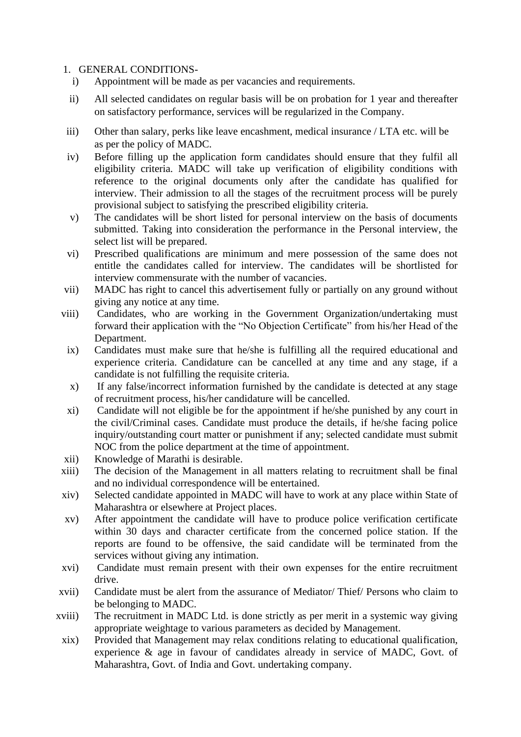1. GENERAL CONDITIONS-

i) Appointment will be made as per vacancies and requirements.

ii) All selected candidates on regular basis will be on probation for 1 year and thereafter on satisfactory performance, services will be regularized in the Company.

iii) Other than salary, perks like leave encashment, medical insurance / LTA etc. will be as per the policy of MADC.

iv) Before filling up the application form candidates should ensure that they fulfil all eligibility criteria. MADC will take up verification of eligibility conditions with reference to the original documents only after the candidate has qualified for interview. Their admission to all the stages of the recruitment process will be purely provisional subject to satisfying the prescribed eligibility criteria.

v) The candidates will be short listed for personal interview on the basis of documents submitted. Taking into consideration the performance in the Personal interview, the select list will be prepared.

vi) Prescribed qualifications are minimum and mere possession of the same does not entitle the candidates called for interview. The candidates will be shortlisted for interview commensurate with the number of vacancies.

vii) MADC has right to cancel this advertisement fully or partially on any ground without giving any notice at any time.

viii) Candidates, who are working in the Government Organization/undertaking must forward their application with the "No Objection Certificate" from his/her Head of the Department.

ix) Candidates must make sure that he/she is fulfilling all the required educational and experience criteria. Candidature can be cancelled at any time and any stage, if a candidate is not fulfilling the requisite criteria.

x) If any false/incorrect information furnished by the candidate is detected at any stage of recruitment process, his/her candidature will be cancelled.

xi) Candidate will not eligible be for the appointment if he/she punished by any court in the civil/Criminal cases. Candidate must produce the details, if he/she facing police inquiry/outstanding court matter or punishment if any; selected candidate must submit NOC from the police department at the time of appointment.

xii) Knowledge of Marathi is desirable.

xiii) The decision of the Management in all matters relating to recruitment shall be final and no individual correspondence will be entertained.

xiv) Selected candidate appointed in MADC will have to work at any place within State of Maharashtra or elsewhere at Project places.

xv) After appointment the candidate will have to produce police verification certificate within 30 days and character certificate from the concerned police station. If the reports are found to be offensive, the said candidate will be terminated from the services without giving any intimation.

xvi) Candidate must remain present with their own expenses for the entire recruitment drive.

xvii) Candidate must be alert from the assurance of Mediator/ Thief/ Persons who claim to be belonging to MADC.

xviii) The recruitment in MADC Ltd. is done strictly as per merit in a systemic way giving appropriate weightage to various parameters as decided by Management.

xix) Provided that Management may relax conditions relating to educational qualification, experience & age in favour of candidates already in service of MADC, Govt. of Maharashtra, Govt. of India and Govt. undertaking company.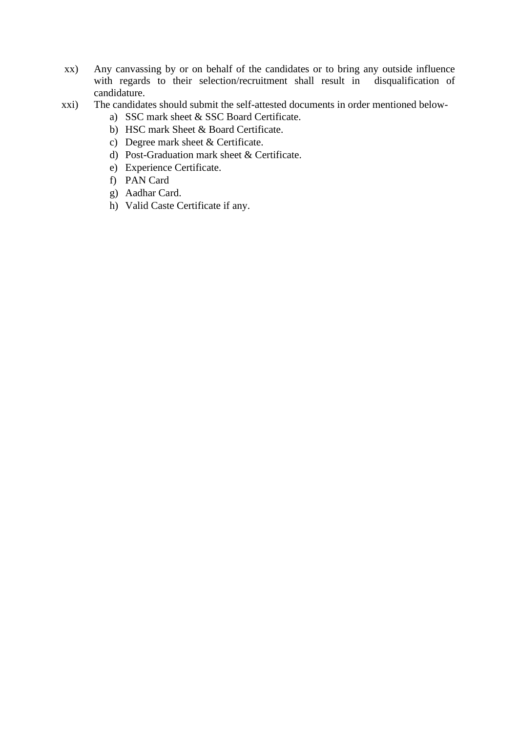xx) Any canvassing by or on behalf of the candidates or to bring any outside influence with regards to their selection/recruitment shall result in disqualification of candidature.

xxi) The candidates should submit the self-attested documents in order mentioned below-

a) SSC mark sheet & SSC Board Certificate.
b) HSC mark Sheet & Board Certificate.
c) Degree mark sheet & Certificate.
d) Post-Graduation mark sheet & Certificate.
e) Experience Certificate.
f) PAN Card
g) Aadhar Card.
h) Valid Caste Certificate if any.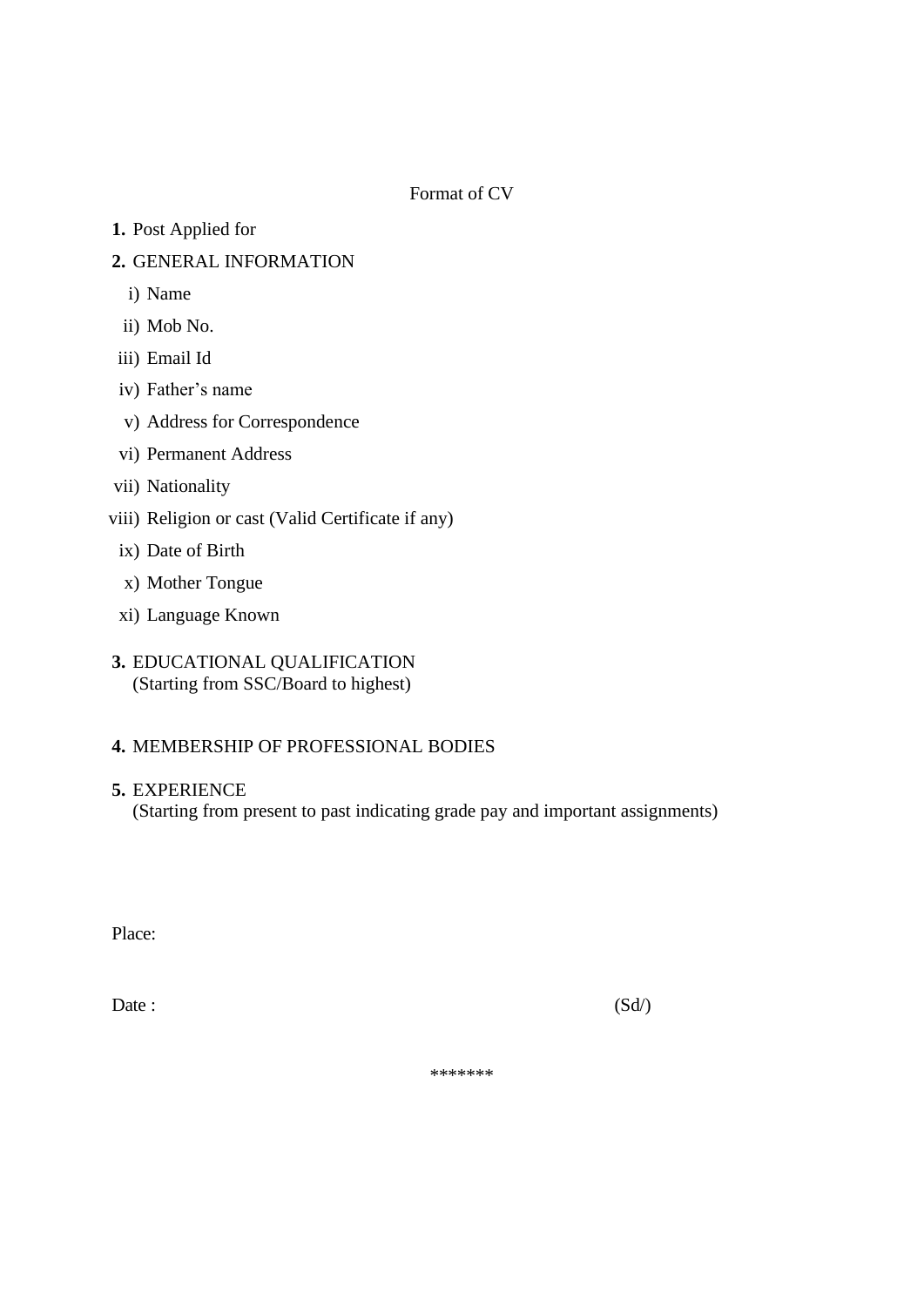Format of CV

**1.** Post Applied for

**2.** GENERAL INFORMATION

i) Name

ii) Mob No.

iii) Email Id

iv) Father's name

v) Address for Correspondence

vi) Permanent Address

vii) Nationality

viii) Religion or cast (Valid Certificate if any)

ix) Date of Birth

x) Mother Tongue

xi) Language Known

**3.** EDUCATIONAL QUALIFICATION
(Starting from SSC/Board to highest)

**4.** MEMBERSHIP OF PROFESSIONAL BODIES

**5.** EXPERIENCE
(Starting from present to past indicating grade pay and important assignments)

Place:

Date : (Sd/)

*******